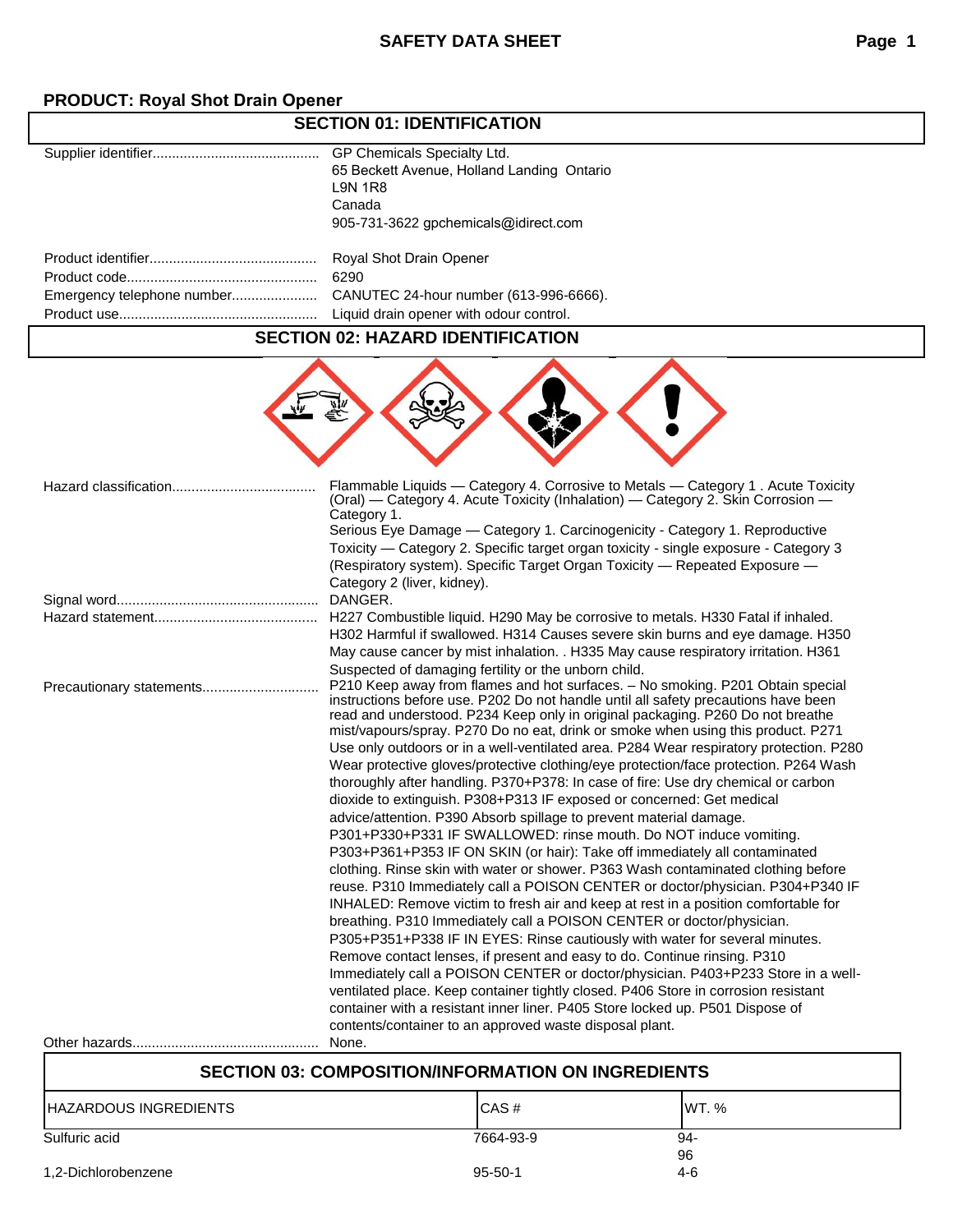# SAFETY DATA SHEET

**PRODUCT: Royal Shot Drain Opener**

## SECTION 01: IDENTIFICATION

Supplier identifier........................................... GP Chemicals Specialty Ltd.
65 Beckett Avenue, Holland Landing Ontario
L9N 1R8
Canada
905-731-3622 gpchemicals@idirect.com

Product identifier........................................... Royal Shot Drain Opener
Product code................................................ 6290
Emergency telephone number...................... CANUTEC 24-hour number (613-996-6666).
Product use.................................................. Liquid drain opener with odour control.

## SECTION 02: HAZARD IDENTIFICATION

Hazard classification.................................... Flammable Liquids — Category 4. Corrosive to Metals — Category 1 . Acute Toxicity (Oral) — Category 4. Acute Toxicity (Inhalation) — Category 2. Skin Corrosion — Category 1.
Serious Eye Damage — Category 1. Carcinogenicity - Category 1. Reproductive Toxicity — Category 2. Specific target organ toxicity - single exposure - Category 3 (Respiratory system). Specific Target Organ Toxicity — Repeated Exposure — Category 2 (liver, kidney).

Signal word................................................... DANGER.

Hazard statement......................................... H227 Combustible liquid. H290 May be corrosive to metals. H330 Fatal if inhaled. H302 Harmful if swallowed. H314 Causes severe skin burns and eye damage. H350 May cause cancer by mist inhalation. . H335 May cause respiratory irritation. H361 Suspected of damaging fertility or the unborn child.

Precautionary statements............................. P210 Keep away from flames and hot surfaces. – No smoking. P201 Obtain special instructions before use. P202 Do not handle until all safety precautions have been read and understood. P234 Keep only in original packaging. P260 Do not breathe mist/vapours/spray. P270 Do no eat, drink or smoke when using this product. P271 Use only outdoors or in a well-ventilated area. P284 Wear respiratory protection. P280 Wear protective gloves/protective clothing/eye protection/face protection. P264 Wash thoroughly after handling. P370+P378: In case of fire: Use dry chemical or carbon dioxide to extinguish. P308+P313 IF exposed or concerned: Get medical advice/attention. P390 Absorb spillage to prevent material damage. P301+P330+P331 IF SWALLOWED: rinse mouth. Do NOT induce vomiting. P303+P361+P353 IF ON SKIN (or hair): Take off immediately all contaminated clothing. Rinse skin with water or shower. P363 Wash contaminated clothing before reuse. P310 Immediately call a POISON CENTER or doctor/physician. P304+P340 IF INHALED: Remove victim to fresh air and keep at rest in a position comfortable for breathing. P310 Immediately call a POISON CENTER or doctor/physician. P305+P351+P338 IF IN EYES: Rinse cautiously with water for several minutes. Remove contact lenses, if present and easy to do. Continue rinsing. P310 Immediately call a POISON CENTER or doctor/physician. P403+P233 Store in a well-ventilated place. Keep container tightly closed. P406 Store in corrosion resistant container with a resistant inner liner. P405 Store locked up. P501 Dispose of contents/container to an approved waste disposal plant.

Other hazards................................................ None.

## SECTION 03: COMPOSITION/INFORMATION ON INGREDIENTS

| HAZARDOUS INGREDIENTS | CAS # | WT. % |
|---|---|---|
| Sulfuric acid | 7664-93-9 | 94-96 |
| 1,2-Dichlorobenzene | 95-50-1 | 4-6 |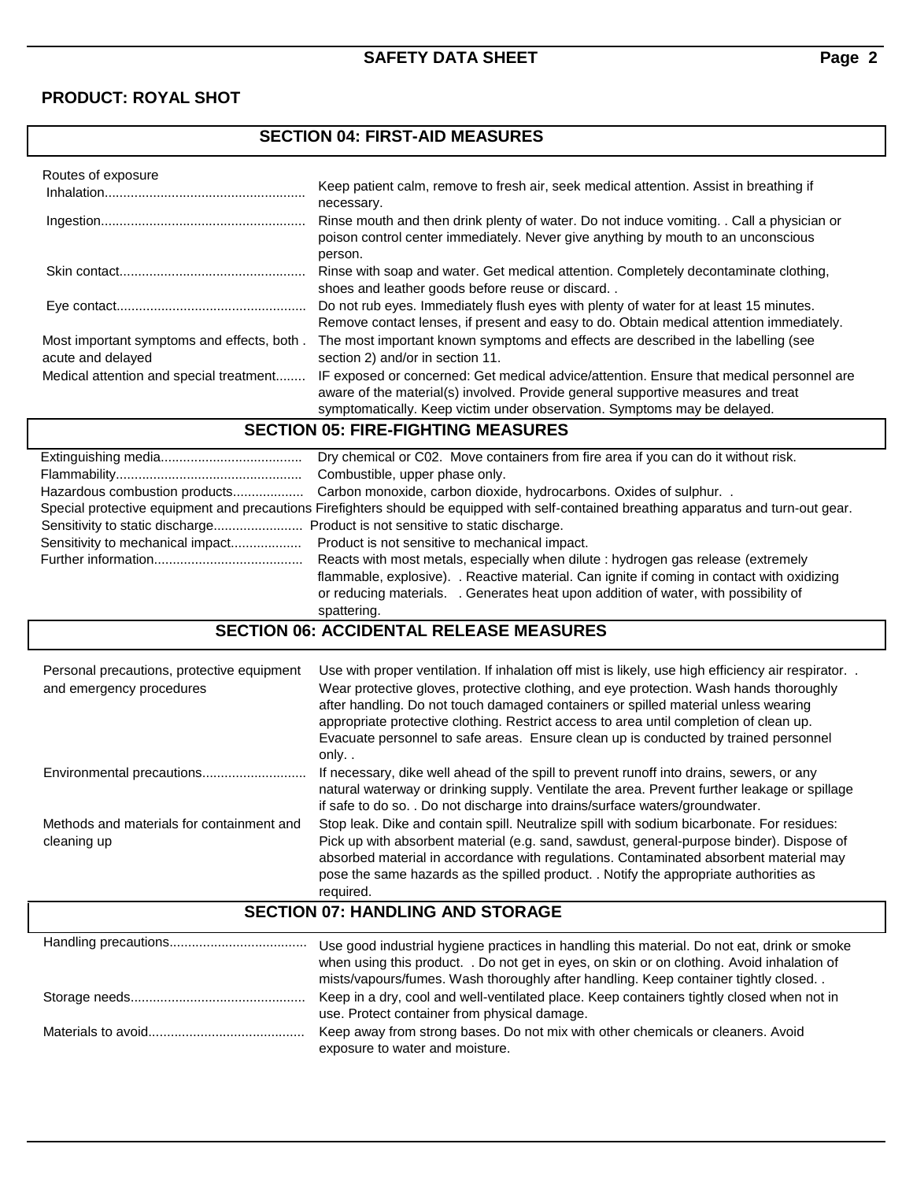**PRODUCT: ROYAL SHOT**

## SECTION 04: FIRST-AID MEASURES

Routes of exposure

| | |
|---|---|
| Inhalation | Keep patient calm, remove to fresh air, seek medical attention. Assist in breathing if necessary. |
| Ingestion | Rinse mouth and then drink plenty of water. Do not induce vomiting. . Call a physician or poison control center immediately. Never give anything by mouth to an unconscious person. |
| Skin contact | Rinse with soap and water. Get medical attention. Completely decontaminate clothing, shoes and leather goods before reuse or discard. . |
| Eye contact | Do not rub eyes. Immediately flush eyes with plenty of water for at least 15 minutes. Remove contact lenses, if present and easy to do. Obtain medical attention immediately. |
| Most important symptoms and effects, both acute and delayed | The most important known symptoms and effects are described in the labelling (see section 2) and/or in section 11. |
| Medical attention and special treatment | IF exposed or concerned: Get medical advice/attention. Ensure that medical personnel are aware of the material(s) involved. Provide general supportive measures and treat symptomatically. Keep victim under observation. Symptoms may be delayed. |

## SECTION 05: FIRE-FIGHTING MEASURES

| | |
|---|---|
| Extinguishing media | Dry chemical or C02. Move containers from fire area if you can do it without risk. |
| Flammability | Combustible, upper phase only. |
| Hazardous combustion products | Carbon monoxide, carbon dioxide, hydrocarbons. Oxides of sulphur. . |
| Special protective equipment and precautions | Firefighters should be equipped with self-contained breathing apparatus and turn-out gear. |
| Sensitivity to static discharge | Product is not sensitive to static discharge. |
| Sensitivity to mechanical impact | Product is not sensitive to mechanical impact. |
| Further information | Reacts with most metals, especially when dilute : hydrogen gas release (extremely flammable, explosive). . Reactive material. Can ignite if coming in contact with oxidizing or reducing materials. . Generates heat upon addition of water, with possibility of spattering. |

## SECTION 06: ACCIDENTAL RELEASE MEASURES

| | |
|---|---|
| Personal precautions, protective equipment and emergency procedures | Use with proper ventilation. If inhalation off mist is likely, use high efficiency air respirator. . Wear protective gloves, protective clothing, and eye protection. Wash hands thoroughly after handling. Do not touch damaged containers or spilled material unless wearing appropriate protective clothing. Restrict access to area until completion of clean up. Evacuate personnel to safe areas. Ensure clean up is conducted by trained personnel only. . |
| Environmental precautions | If necessary, dike well ahead of the spill to prevent runoff into drains, sewers, or any natural waterway or drinking supply. Ventilate the area. Prevent further leakage or spillage if safe to do so. . Do not discharge into drains/surface waters/groundwater. |
| Methods and materials for containment and cleaning up | Stop leak. Dike and contain spill. Neutralize spill with sodium bicarbonate. For residues: Pick up with absorbent material (e.g. sand, sawdust, general-purpose binder). Dispose of absorbed material in accordance with regulations. Contaminated absorbent material may pose the same hazards as the spilled product. . Notify the appropriate authorities as required. |

## SECTION 07: HANDLING AND STORAGE

| | |
|---|---|
| Handling precautions | Use good industrial hygiene practices in handling this material. Do not eat, drink or smoke when using this product. . Do not get in eyes, on skin or on clothing. Avoid inhalation of mists/vapours/fumes. Wash thoroughly after handling. Keep container tightly closed. . |
| Storage needs | Keep in a dry, cool and well-ventilated place. Keep containers tightly closed when not in use. Protect container from physical damage. |
| Materials to avoid | Keep away from strong bases. Do not mix with other chemicals or cleaners. Avoid exposure to water and moisture. |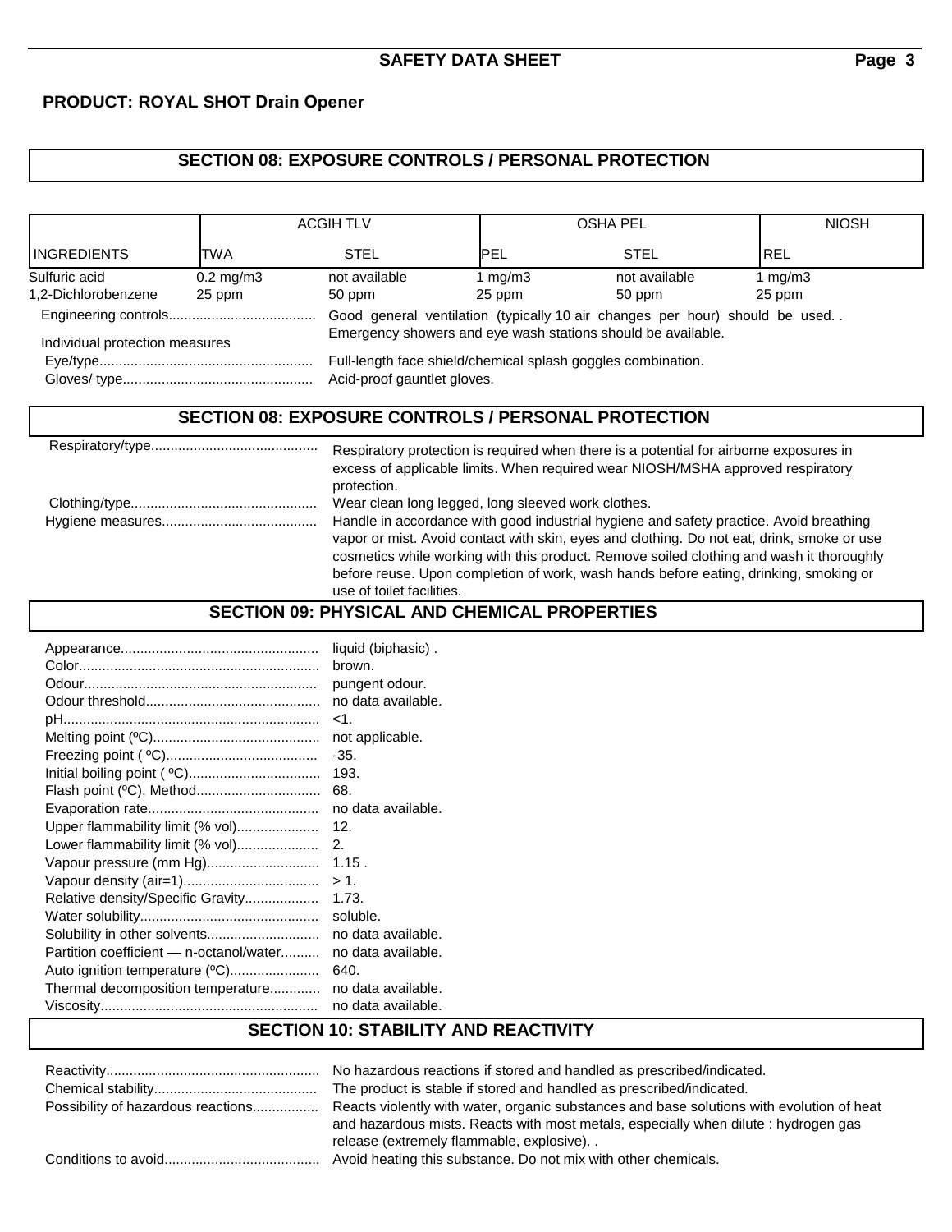**PRODUCT: ROYAL SHOT Drain Opener**

## SECTION 08: EXPOSURE CONTROLS / PERSONAL PROTECTION

| | ACGIH TLV | | OSHA PEL | | NIOSH |
|---|---|---|---|---|---|
| INGREDIENTS | TWA | STEL | PEL | STEL | REL |
| Sulfuric acid | 0.2 mg/m3 | not available | 1 mg/m3 | not available | 1 mg/m3 |
| 1,2-Dichlorobenzene | 25 ppm | 50 ppm | 25 ppm | 50 ppm | 25 ppm |

Engineering controls...................................... Good general ventilation (typically 10 air changes per hour) should be used. . Emergency showers and eye wash stations should be available.

Individual protection measures

Eye/type....................................................... Full-length face shield/chemical splash goggles combination.

Gloves/ type................................................. Acid-proof gauntlet gloves.

## SECTION 08: EXPOSURE CONTROLS / PERSONAL PROTECTION

Respiratory/type........................................... Respiratory protection is required when there is a potential for airborne exposures in excess of applicable limits. When required wear NIOSH/MSHA approved respiratory protection.

Clothing/type................................................ Wear clean long legged, long sleeved work clothes.

Hygiene measures........................................ Handle in accordance with good industrial hygiene and safety practice. Avoid breathing vapor or mist. Avoid contact with skin, eyes and clothing. Do not eat, drink, smoke or use cosmetics while working with this product. Remove soiled clothing and wash it thoroughly before reuse. Upon completion of work, wash hands before eating, drinking, smoking or use of toilet facilities.

## SECTION 09: PHYSICAL AND CHEMICAL PROPERTIES

Appearance................................................... liquid (biphasic) .
Color............................................................. brown.
Odour............................................................ pungent odour.
Odour threshold............................................ no data available.
pH.................................................................. <1.
Melting point (ºC).......................................... not applicable.
Freezing point ( ºC)....................................... -35.
Initial boiling point ( ºC)................................. 193.
Flash point (ºC), Method................................ 68.
Evaporation rate............................................ no data available.
Upper flammability limit (% vol)..................... 12.
Lower flammability limit (% vol)..................... 2.
Vapour pressure (mm Hg)............................. 1.15 .
Vapour density (air=1)................................... > 1.
Relative density/Specific Gravity................... 1.73.
Water solubility.............................................. soluble.
Solubility in other solvents............................ no data available.
Partition coefficient — n-octanol/water.......... no data available.
Auto ignition temperature (ºC)....................... 640.
Thermal decomposition temperature............. no data available.
Viscosity........................................................ no data available.

## SECTION 10: STABILITY AND REACTIVITY

Reactivity....................................................... No hazardous reactions if stored and handled as prescribed/indicated.

Chemical stability.......................................... The product is stable if stored and handled as prescribed/indicated.

Possibility of hazardous reactions................. Reacts violently with water, organic substances and base solutions with evolution of heat and hazardous mists. Reacts with most metals, especially when dilute : hydrogen gas release (extremely flammable, explosive). .

Conditions to avoid........................................ Avoid heating this substance. Do not mix with other chemicals.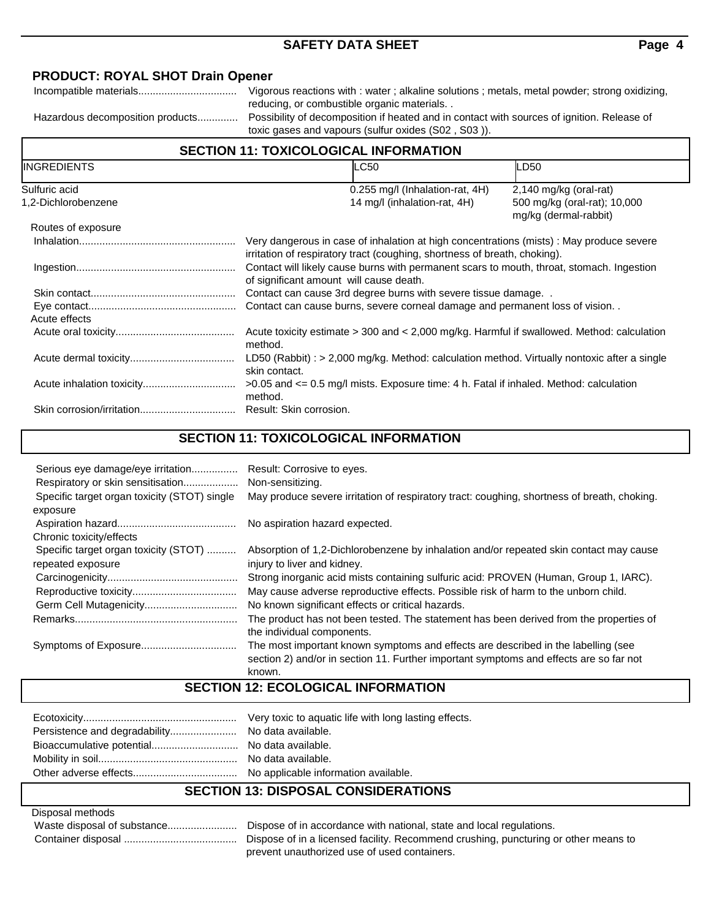## PRODUCT: ROYAL SHOT Drain Opener

Incompatible materials.................................. Vigorous reactions with : water ; alkaline solutions ; metals, metal powder; strong oxidizing, reducing, or combustible organic materials. .

Hazardous decomposition products.............. Possibility of decomposition if heated and in contact with sources of ignition. Release of toxic gases and vapours (sulfur oxides (S02 , S03 )).

## SECTION 11: TOXICOLOGICAL INFORMATION

| INGREDIENTS | LC50 | LD50 |
|---|---|---|
| Sulfuric acid | 0.255 mg/l (Inhalation-rat, 4H) | 2,140 mg/kg (oral-rat) |
| 1,2-Dichlorobenzene | 14 mg/l (inhalation-rat, 4H) | 500 mg/kg (oral-rat); 10,000 mg/kg (dermal-rabbit) |

Routes of exposure

Inhalation...................................................... Very dangerous in case of inhalation at high concentrations (mists) : May produce severe irritation of respiratory tract (coughing, shortness of breath, choking).

Ingestion....................................................... Contact will likely cause burns with permanent scars to mouth, throat, stomach. Ingestion of significant amount will cause death.

Skin contact.................................................. Contact can cause 3rd degree burns with severe tissue damage. .

Eye contact................................................... Contact can cause burns, severe corneal damage and permanent loss of vision. .

Acute effects

Acute oral toxicity......................................... Acute toxicity estimate > 300 and < 2,000 mg/kg. Harmful if swallowed. Method: calculation method.

Acute dermal toxicity.................................... LD50 (Rabbit) : > 2,000 mg/kg. Method: calculation method. Virtually nontoxic after a single skin contact.

Acute inhalation toxicity................................ >0.05 and <= 0.5 mg/l mists. Exposure time: 4 h. Fatal if inhaled. Method: calculation method.

Skin corrosion/irritation................................. Result: Skin corrosion.

## SECTION 11: TOXICOLOGICAL INFORMATION

Serious eye damage/eye irritation................ Result: Corrosive to eyes.

Respiratory or skin sensitisation................... Non-sensitizing.

Specific target organ toxicity (STOT) single exposure May produce severe irritation of respiratory tract: coughing, shortness of breath, choking.

Aspiration hazard......................................... No aspiration hazard expected.

Chronic toxicity/effects

Specific target organ toxicity (STOT) .......... repeated exposure Absorption of 1,2-Dichlorobenzene by inhalation and/or repeated skin contact may cause injury to liver and kidney.

Carcinogenicity............................................. Strong inorganic acid mists containing sulfuric acid: PROVEN (Human, Group 1, IARC).

Reproductive toxicity.................................... May cause adverse reproductive effects. Possible risk of harm to the unborn child.

Germ Cell Mutagenicity................................ No known significant effects or critical hazards.

Remarks........................................................ The product has not been tested. The statement has been derived from the properties of the individual components.

Symptoms of Exposure................................. The most important known symptoms and effects are described in the labelling (see section 2) and/or in section 11. Further important symptoms and effects are so far not known.

## SECTION 12: ECOLOGICAL INFORMATION

Ecotoxicity..................................................... Very toxic to aquatic life with long lasting effects.

Persistence and degradability....................... No data available.

Bioaccumulative potential............................. No data available.

Mobility in soil................................................ No data available.

Other adverse effects.................................... No applicable information available.

## SECTION 13: DISPOSAL CONSIDERATIONS

Disposal methods

Waste disposal of substance........................ Dispose of in accordance with national, state and local regulations.

Container disposal ....................................... Dispose of in a licensed facility. Recommend crushing, puncturing or other means to prevent unauthorized use of used containers.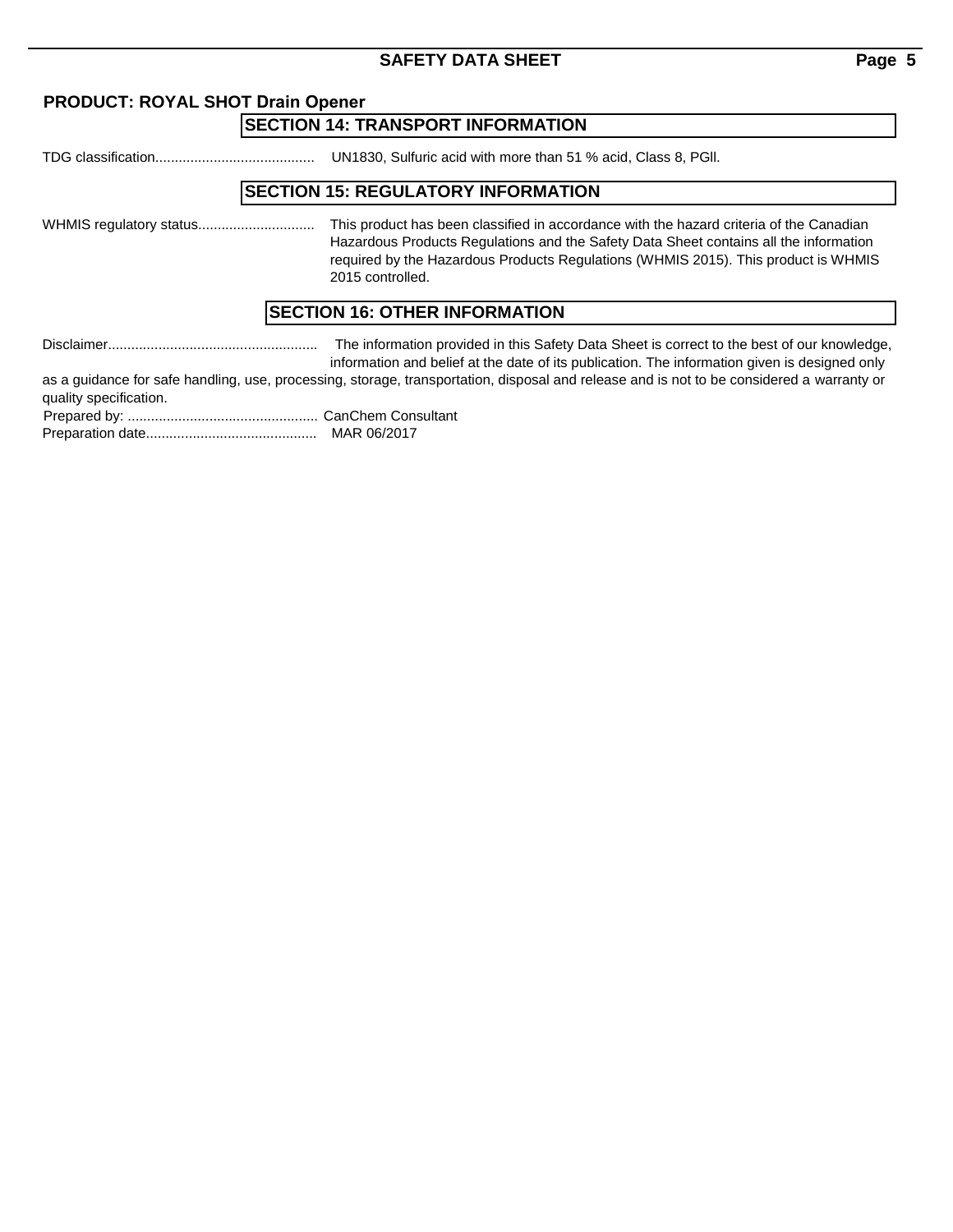**PRODUCT: ROYAL SHOT Drain Opener**

## SECTION 14: TRANSPORT INFORMATION

TDG classification......................................... UN1830, Sulfuric acid with more than 51 % acid, Class 8, PGll.

## SECTION 15: REGULATORY INFORMATION

WHMIS regulatory status.............................. This product has been classified in accordance with the hazard criteria of the Canadian Hazardous Products Regulations and the Safety Data Sheet contains all the information required by the Hazardous Products Regulations (WHMIS 2015). This product is WHMIS 2015 controlled.

## SECTION 16: OTHER INFORMATION

Disclaimer...................................................... The information provided in this Safety Data Sheet is correct to the best of our knowledge, information and belief at the date of its publication. The information given is designed only as a guidance for safe handling, use, processing, storage, transportation, disposal and release and is not to be considered a warranty or quality specification.

Prepared by: ................................................. CanChem Consultant

Preparation date............................................ MAR 06/2017